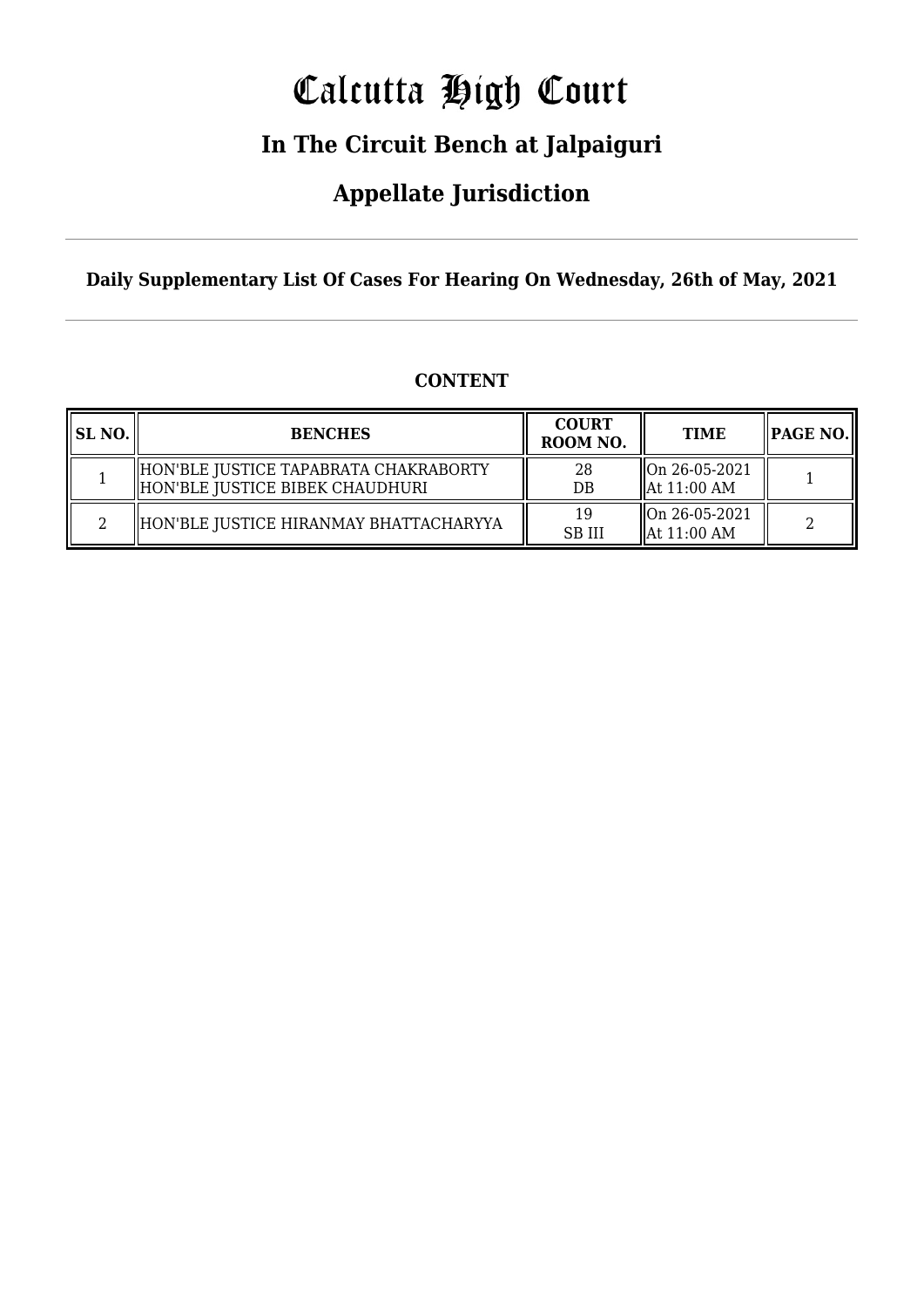# Calcutta High Court

## In The Circuit Bench at Jalpaiguri

## Appellate Jurisdiction

**Daily Supplementary List Of Cases For Hearing On Wednesday, 26th of May, 2021**

### CONTENT

| SL NO. | BENCHES | COURT ROOM NO. | TIME | PAGE NO. |
|---|---|---|---|---|
| 1 | HON'BLE JUSTICE TAPABRATA CHAKRABORTY<br>HON'BLE JUSTICE BIBEK CHAUDHURI | 28<br>DB | On 26-05-2021<br>At 11:00 AM | 1 |
| 2 | HON'BLE JUSTICE HIRANMAY BHATTACHARYYA | 19<br>SB III | On 26-05-2021<br>At 11:00 AM | 2 |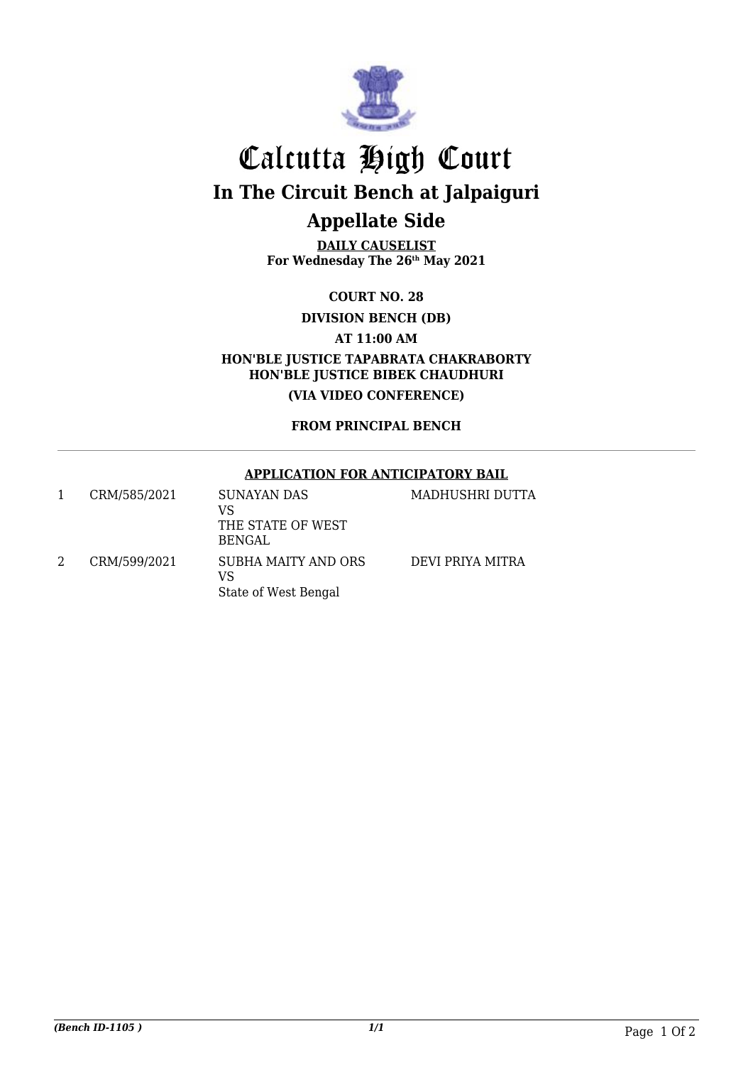# Calcutta High Court

## In The Circuit Bench at Jalpaiguri

## Appellate Side

**DAILY CAUSELIST**
**For Wednesday The 26th May 2021**

**COURT NO. 28**

**DIVISION BENCH (DB)**

**AT 11:00 AM**

**HON'BLE JUSTICE TAPABRATA CHAKRABORTY**
**HON'BLE JUSTICE BIBEK CHAUDHURI**

**(VIA VIDEO CONFERENCE)**

**FROM PRINCIPAL BENCH**

**APPLICATION FOR ANTICIPATORY BAIL**

| | | | |
|---|---|---|---|
| 1 | CRM/585/2021 | SUNAYAN DAS<br>VS<br>THE STATE OF WEST BENGAL | MADHUSHRI DUTTA |
| 2 | CRM/599/2021 | SUBHA MAITY AND ORS<br>VS<br>State of West Bengal | DEVI PRIYA MITRA |

*(Bench ID-1105 )*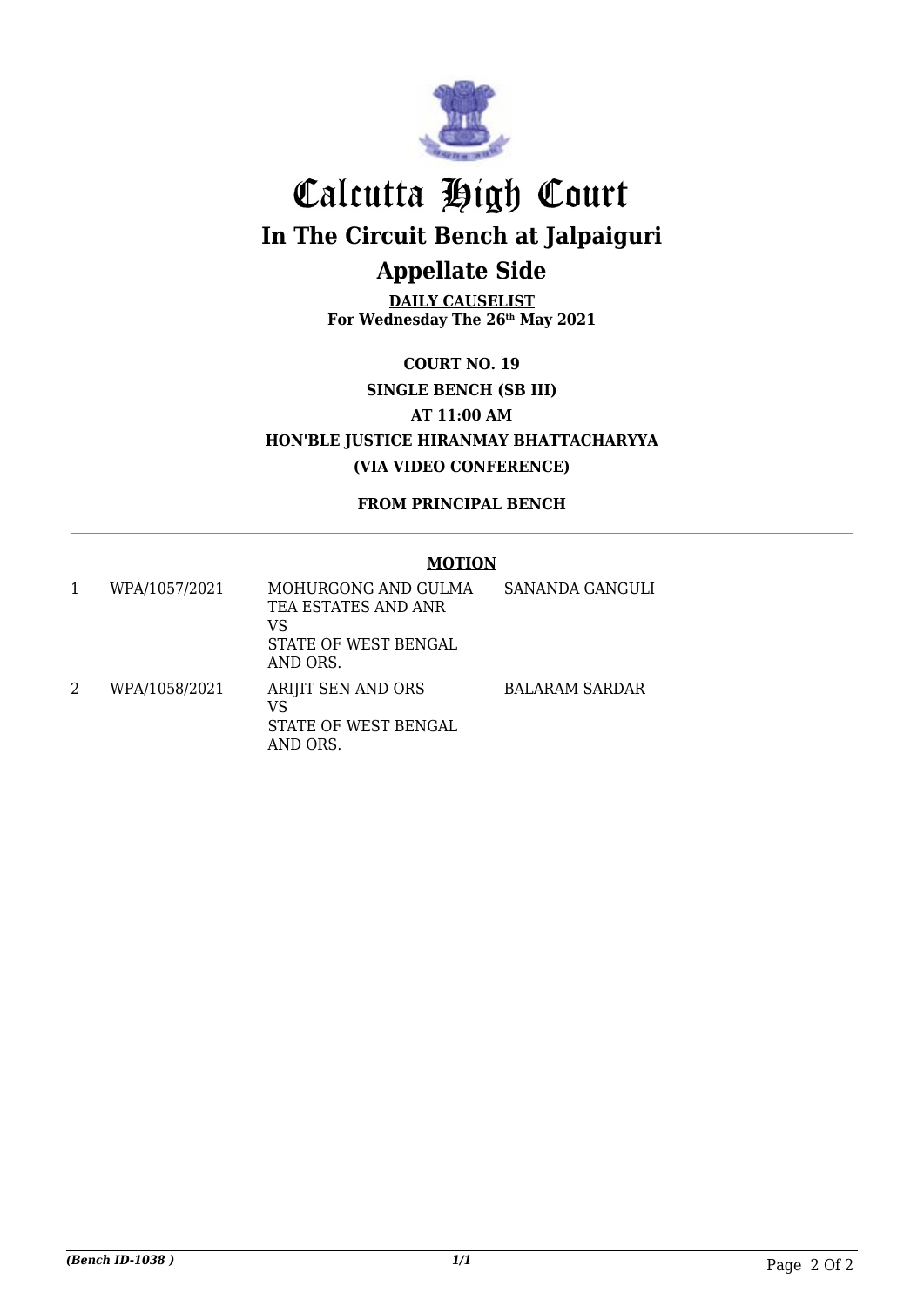# Calcutta High Court

## In The Circuit Bench at Jalpaiguri

## Appellate Side

**DAILY CAUSELIST**
**For Wednesday The 26th May 2021**

**COURT NO. 19**

**SINGLE BENCH (SB III)**

**AT 11:00 AM**

**HON'BLE JUSTICE HIRANMAY BHATTACHARYYA**

**(VIA VIDEO CONFERENCE)**

**FROM PRINCIPAL BENCH**

---

**MOTION**

| | | | |
|---|---|---|---|
| 1 | WPA/1057/2021 | MOHURGONG AND GULMA TEA ESTATES AND ANR<br>VS<br>STATE OF WEST BENGAL AND ORS. | SANANDA GANGULI |
| 2 | WPA/1058/2021 | ARIJIT SEN AND ORS<br>VS<br>STATE OF WEST BENGAL AND ORS. | BALARAM SARDAR |

*(Bench ID-1038 )*